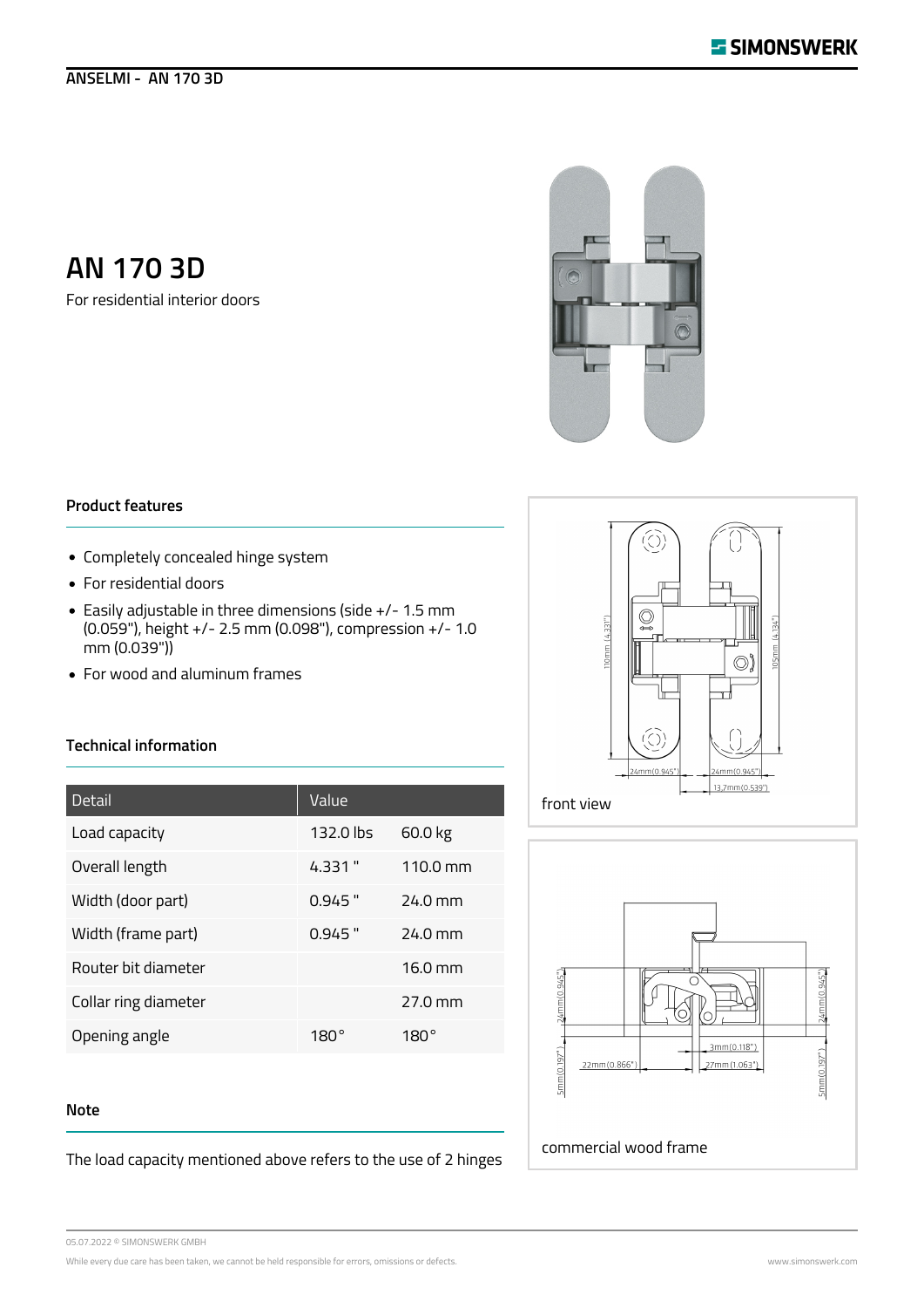ANSELMI - AN 170 3D

# AN 170 3D

For residential interior doors

## Product features

- Completely concealed hinge system
- For residential doors
- Easily adjustable in three dimensions (side +/- 1.5 mm (0.059"), height +/- 2.5 mm (0.098"), compression +/- 1.0 mm (0.039"))
- For wood and aluminum frames

## Technical information

| Detail | Value | |
|---|---|---|
| Load capacity | 132.0 lbs | 60.0 kg |
| Overall length | 4.331 " | 110.0 mm |
| Width (door part) | 0.945 " | 24.0 mm |
| Width (frame part) | 0.945 " | 24.0 mm |
| Router bit diameter | | 16.0 mm |
| Collar ring diameter | | 27.0 mm |
| Opening angle | 180° | 180° |

## Note

The load capacity mentioned above refers to the use of 2 hinges

110mm (4.331") 105mm (4.134") 24mm (0.945") 24mm (0.945") 13.7mm (0.539")

front view

24mm (0.945") 24mm (0.945") 5mm (0.197") 5mm (0.197") 22mm (0.866") 3mm (0.118") 27mm (1.063")

commercial wood frame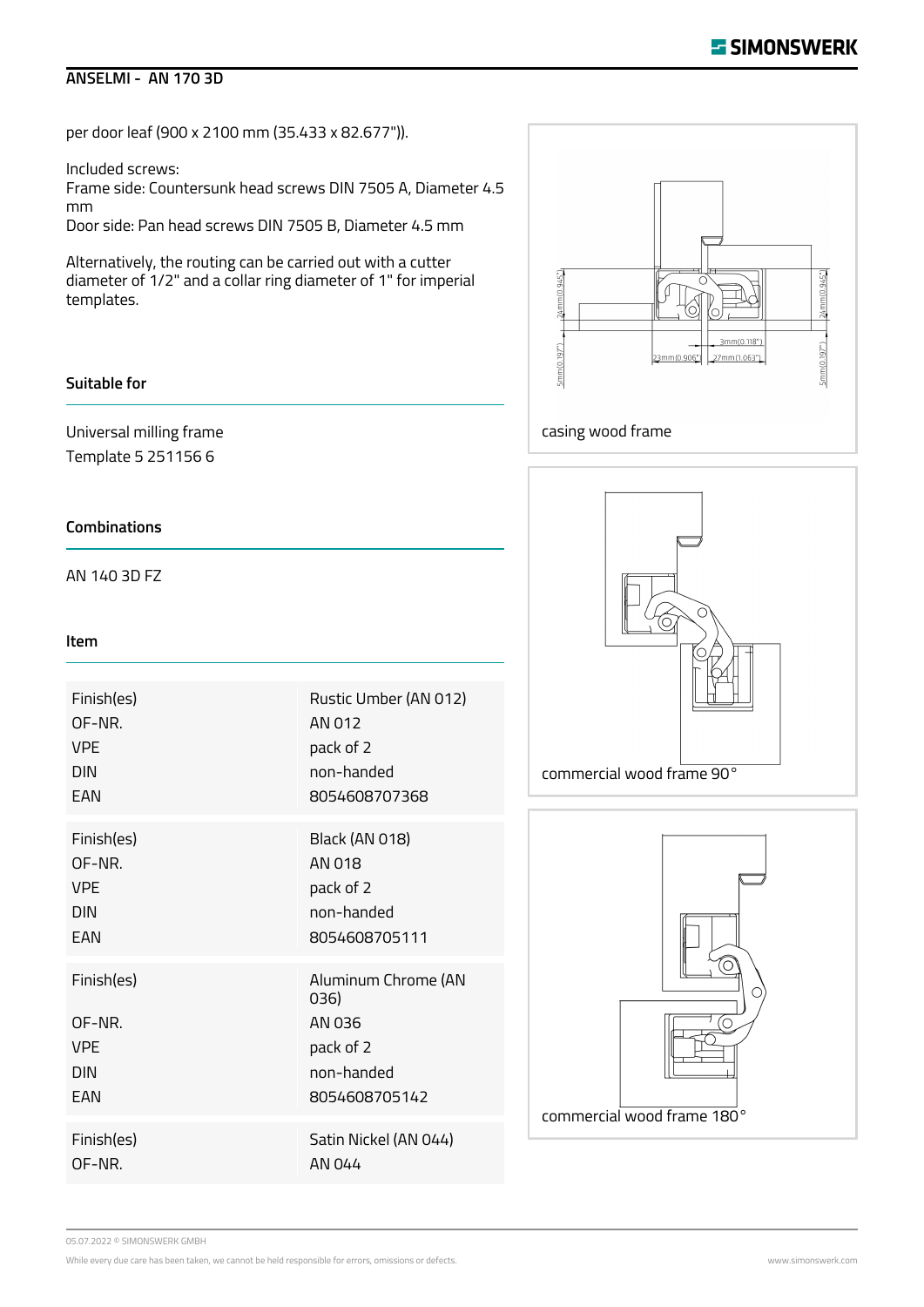per door leaf (900 x 2100 mm (35.433 x 82.677")).

Included screws:
Frame side: Countersunk head screws DIN 7505 A, Diameter 4.5 mm
Door side: Pan head screws DIN 7505 B, Diameter 4.5 mm

Alternatively, the routing can be carried out with a cutter diameter of 1/2" and a collar ring diameter of 1" for imperial templates.

casing wood frame

commercial wood frame 90°

commercial wood frame 180°

### Suitable for

Universal milling frame
Template 5 251156 6

### Combinations

AN 140 3D FZ

### Item

| | |
|---|---|
| Finish(es) | Rustic Umber (AN 012) |
| OF-NR. | AN 012 |
| VPE | pack of 2 |
| DIN | non-handed |
| EAN | 8054608707368 |

| | |
|---|---|
| Finish(es) | Black (AN 018) |
| OF-NR. | AN 018 |
| VPE | pack of 2 |
| DIN | non-handed |
| EAN | 8054608705111 |

| | |
|---|---|
| Finish(es) | Aluminum Chrome (AN 036) |
| OF-NR. | AN 036 |
| VPE | pack of 2 |
| DIN | non-handed |
| EAN | 8054608705142 |

| | |
|---|---|
| Finish(es) | Satin Nickel (AN 044) |
| OF-NR. | AN 044 |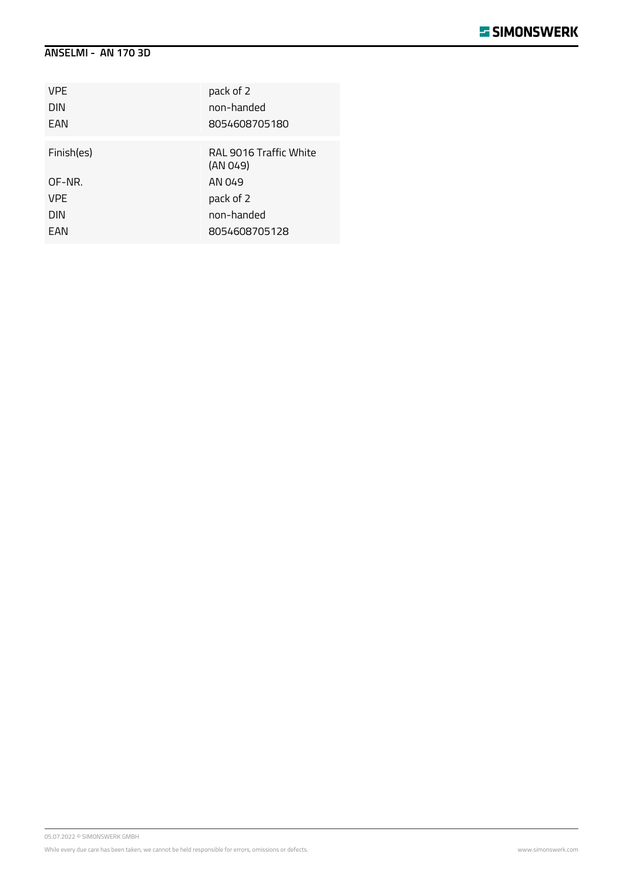| | |
|---|---|
| VPE | pack of 2 |
| DIN | non-handed |
| EAN | 8054608705180 |

| | |
|---|---|
| Finish(es) | RAL 9016 Traffic White (AN 049) |
| OF-NR. | AN 049 |
| VPE | pack of 2 |
| DIN | non-handed |
| EAN | 8054608705128 |